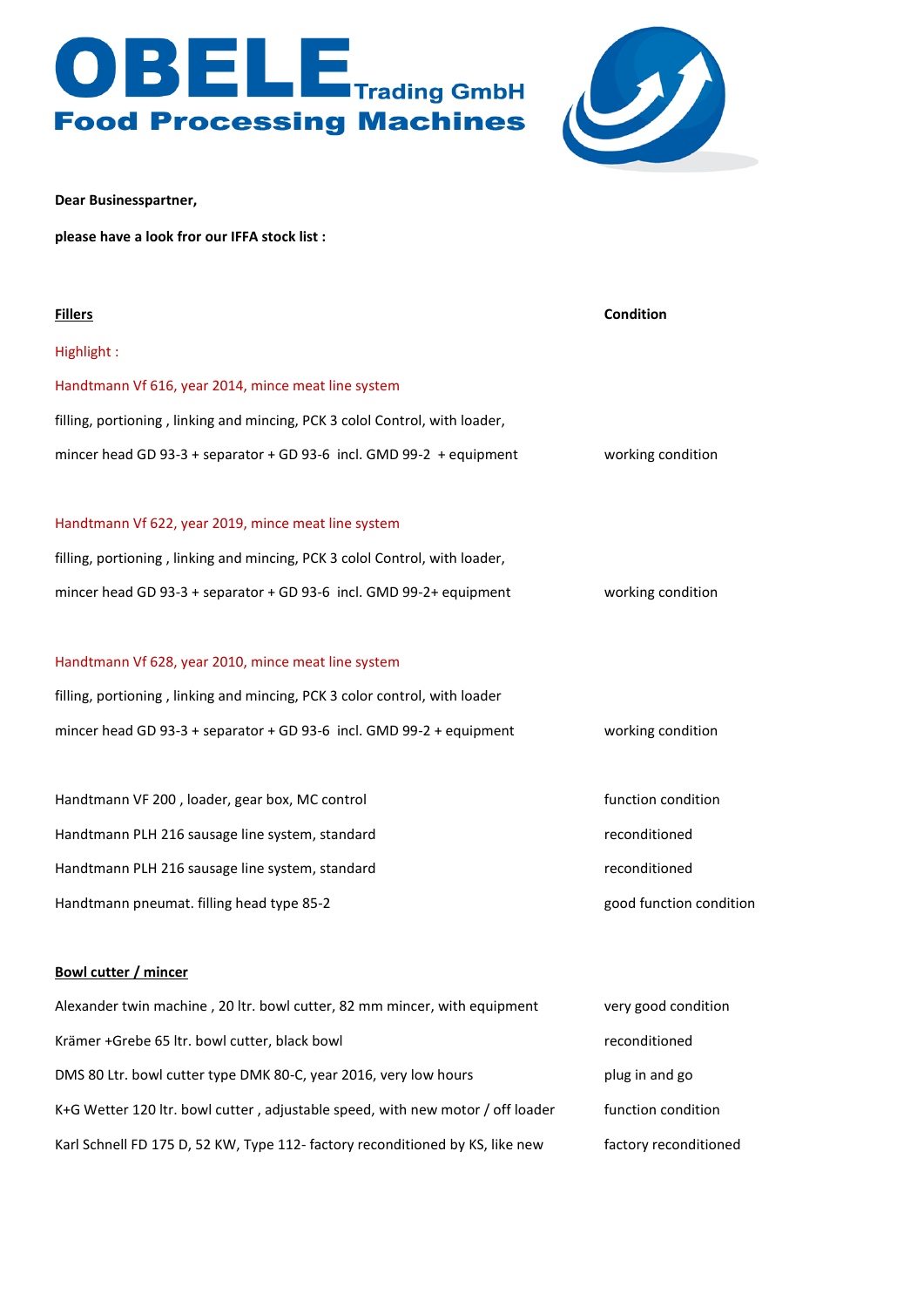# OBELE Trading GmbH
## Food Processing Machines

**Dear Businesspartner,**

**please have a look fror our IFFA stock list :**

| **Fillers** | **Condition** |
|---|---|
| Highlight : | |
| Handtmann Vf 616, year 2014, mince meat line system | |
| filling, portioning , linking and mincing, PCK 3 colol Control, with loader, | |
| mincer head GD 93-3 + separator + GD 93-6 incl. GMD 99-2 + equipment | working condition |
| | |
| Handtmann Vf 622, year 2019, mince meat line system | |
| filling, portioning , linking and mincing, PCK 3 colol Control, with loader, | |
| mincer head GD 93-3 + separator + GD 93-6 incl. GMD 99-2+ equipment | working condition |
| | |
| Handtmann Vf 628, year 2010, mince meat line system | |
| filling, portioning , linking and mincing, PCK 3 color control, with loader | |
| mincer head GD 93-3 + separator + GD 93-6 incl. GMD 99-2 + equipment | working condition |
| | |
| Handtmann VF 200 , loader, gear box, MC control | function condition |
| Handtmann PLH 216 sausage line system, standard | reconditioned |
| Handtmann PLH 216 sausage line system, standard | reconditioned |
| Handtmann pneumat. filling head type 85-2 | good function condition |

| **Bowl cutter / mincer** | |
|---|---|
| Alexander twin machine , 20 ltr. bowl cutter, 82 mm mincer, with equipment | very good condition |
| Krämer +Grebe 65 ltr. bowl cutter, black bowl | reconditioned |
| DMS 80 Ltr. bowl cutter type DMK 80-C, year 2016, very low hours | plug in and go |
| K+G Wetter 120 ltr. bowl cutter , adjustable speed, with new motor / off loader | function condition |
| Karl Schnell FD 175 D, 52 KW, Type 112- factory reconditioned by KS, like new | factory reconditioned |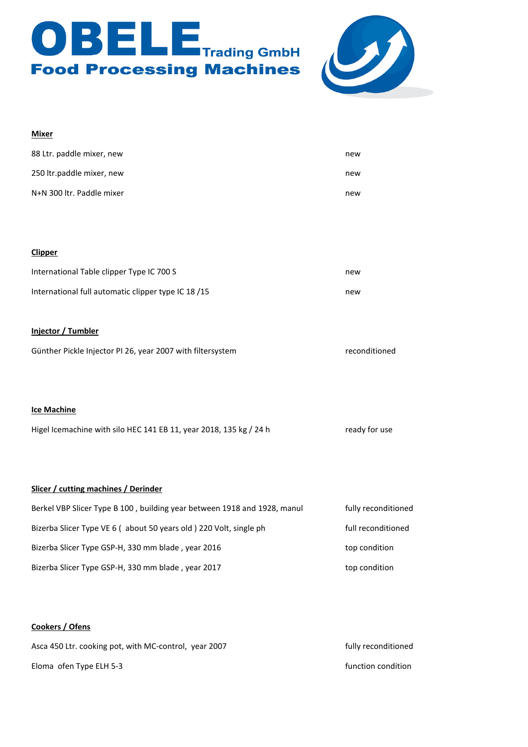**Mixer**

| | |
|---|---|
| 88 Ltr. paddle mixer, new | new |
| 250 ltr.paddle mixer, new | new |
| N+N 300 ltr. Paddle mixer | new |

**Clipper**

| | |
|---|---|
| International Table clipper Type IC 700 S | new |
| International full automatic clipper type IC 18 /15 | new |

**Injector / Tumbler**

| | |
|---|---|
| Günther Pickle Injector PI 26, year 2007 with filtersystem | reconditioned |

**Ice Machine**

| | |
|---|---|
| Higel Icemachine with silo HEC 141 EB 11, year 2018, 135 kg / 24 h | ready for use |

**Slicer / cutting machines / Derinder**

| | |
|---|---|
| Berkel VBP Slicer Type B 100 , building year between 1918 and 1928, manul | fully reconditioned |
| Bizerba Slicer Type VE 6 ( about 50 years old ) 220 Volt, single ph | full reconditioned |
| Bizerba Slicer Type GSP-H, 330 mm blade , year 2016 | top condition |
| Bizerba Slicer Type GSP-H, 330 mm blade , year 2017 | top condition |

**Cookers / Ofens**

| | |
|---|---|
| Asca 450 Ltr. cooking pot, with MC-control, year 2007 | fully reconditioned |
| Eloma ofen Type ELH 5-3 | function condition |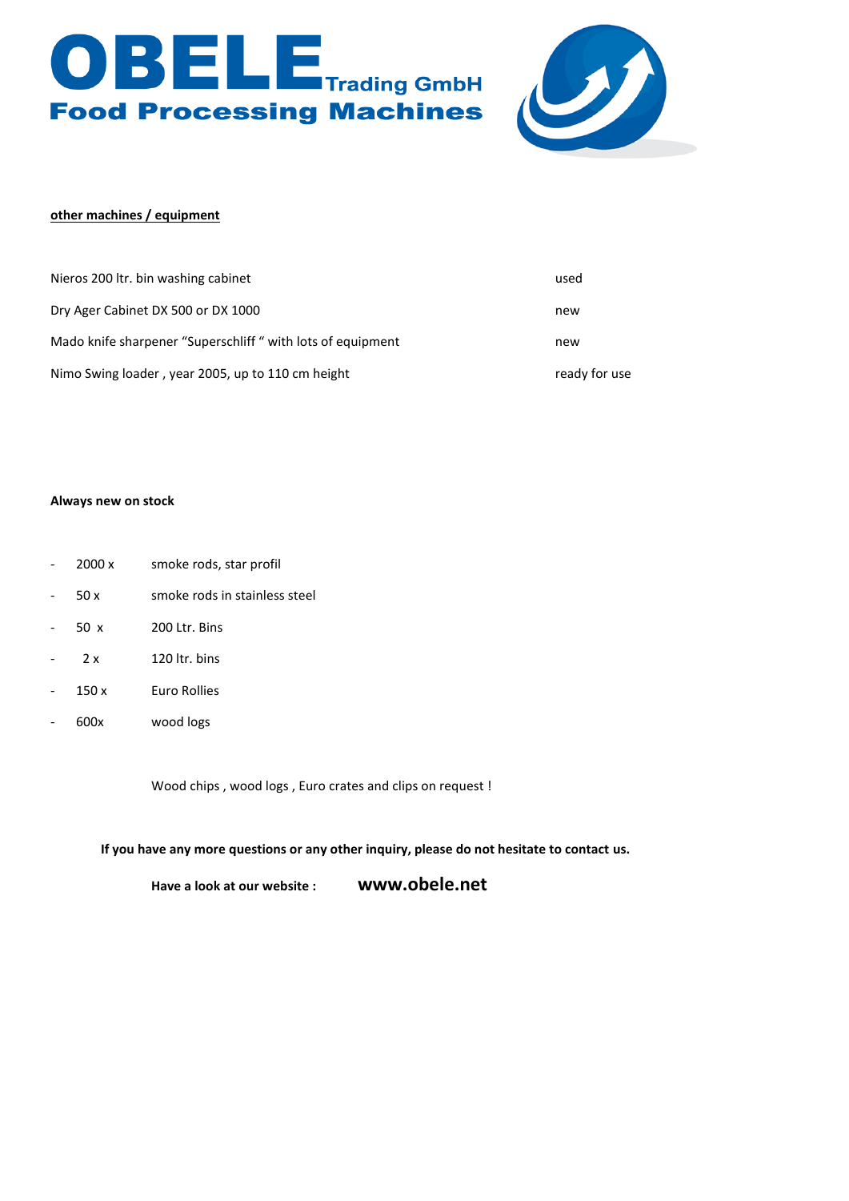# OBELE Trading GmbH
## Food Processing Machines

**other machines / equipment**

| | |
|---|---|
| Nieros 200 ltr. bin washing cabinet | used |
| Dry Ager Cabinet DX 500 or DX 1000 | new |
| Mado knife sharpener "Superschliff " with lots of equipment | new |
| Nimo Swing loader , year 2005, up to 110 cm height | ready for use |

**Always new on stock**

- 2000 x smoke rods, star profil
- 50 x smoke rods in stainless steel
- 50 x 200 Ltr. Bins
- 2 x 120 ltr. bins
- 150 x Euro Rollies
- 600x wood logs

Wood chips , wood logs , Euro crates and clips on request !

**If you have any more questions or any other inquiry, please do not hesitate to contact us.**

**Have a look at our website : www.obele.net**